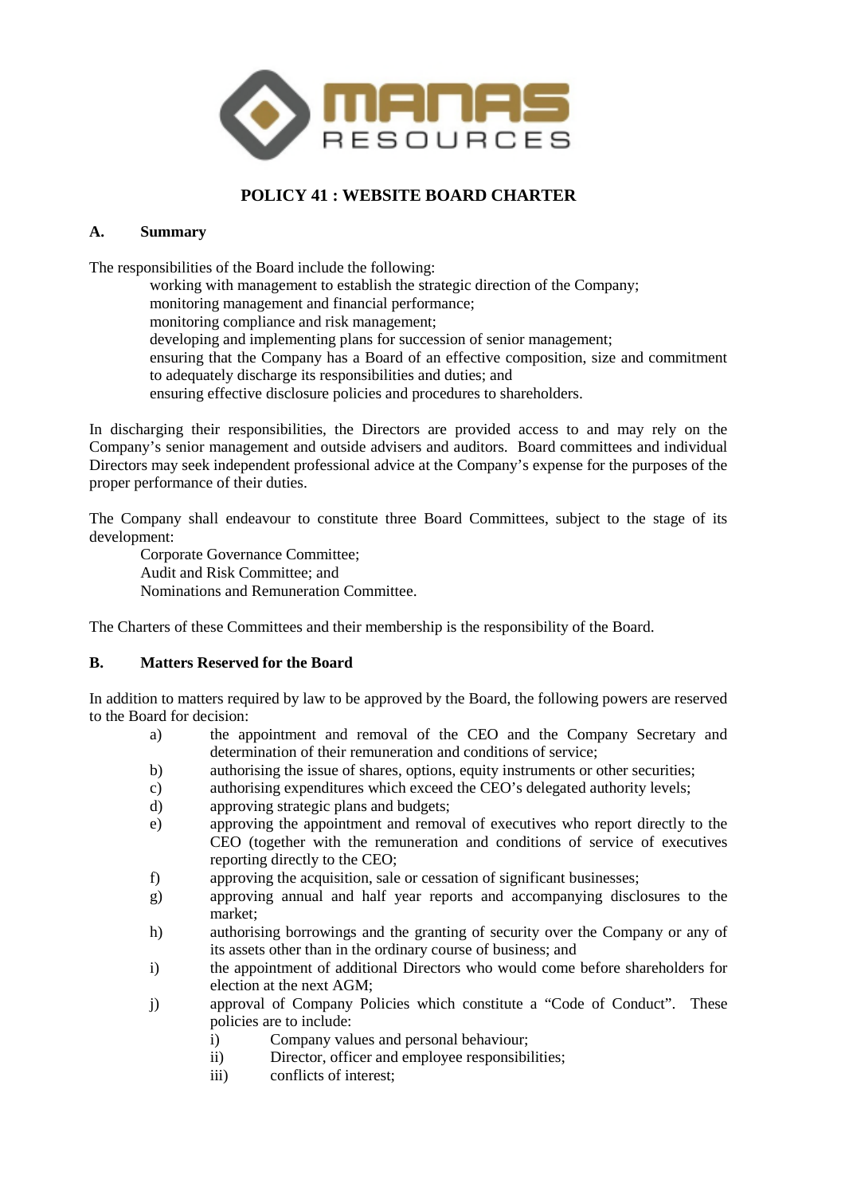MANAS RESOURCES

# POLICY 41 : WEBSITE BOARD CHARTER

## A. Summary

The responsibilities of the Board include the following:

- working with management to establish the strategic direction of the Company;
- monitoring management and financial performance;
- monitoring compliance and risk management;
- developing and implementing plans for succession of senior management;
- ensuring that the Company has a Board of an effective composition, size and commitment to adequately discharge its responsibilities and duties; and
- ensuring effective disclosure policies and procedures to shareholders.

In discharging their responsibilities, the Directors are provided access to and may rely on the Company's senior management and outside advisers and auditors. Board committees and individual Directors may seek independent professional advice at the Company's expense for the purposes of the proper performance of their duties.

The Company shall endeavour to constitute three Board Committees, subject to the stage of its development:

- Corporate Governance Committee;
- Audit and Risk Committee; and
- Nominations and Remuneration Committee.

The Charters of these Committees and their membership is the responsibility of the Board.

## B. Matters Reserved for the Board

In addition to matters required by law to be approved by the Board, the following powers are reserved to the Board for decision:

a) the appointment and removal of the CEO and the Company Secretary and determination of their remuneration and conditions of service;

b) authorising the issue of shares, options, equity instruments or other securities;

c) authorising expenditures which exceed the CEO's delegated authority levels;

d) approving strategic plans and budgets;

e) approving the appointment and removal of executives who report directly to the CEO (together with the remuneration and conditions of service of executives reporting directly to the CEO;

f) approving the acquisition, sale or cessation of significant businesses;

g) approving annual and half year reports and accompanying disclosures to the market;

h) authorising borrowings and the granting of security over the Company or any of its assets other than in the ordinary course of business; and

i) the appointment of additional Directors who would come before shareholders for election at the next AGM;

j) approval of Company Policies which constitute a "Code of Conduct". These policies are to include:

   i) Company values and personal behaviour;

   ii) Director, officer and employee responsibilities;

   iii) conflicts of interest;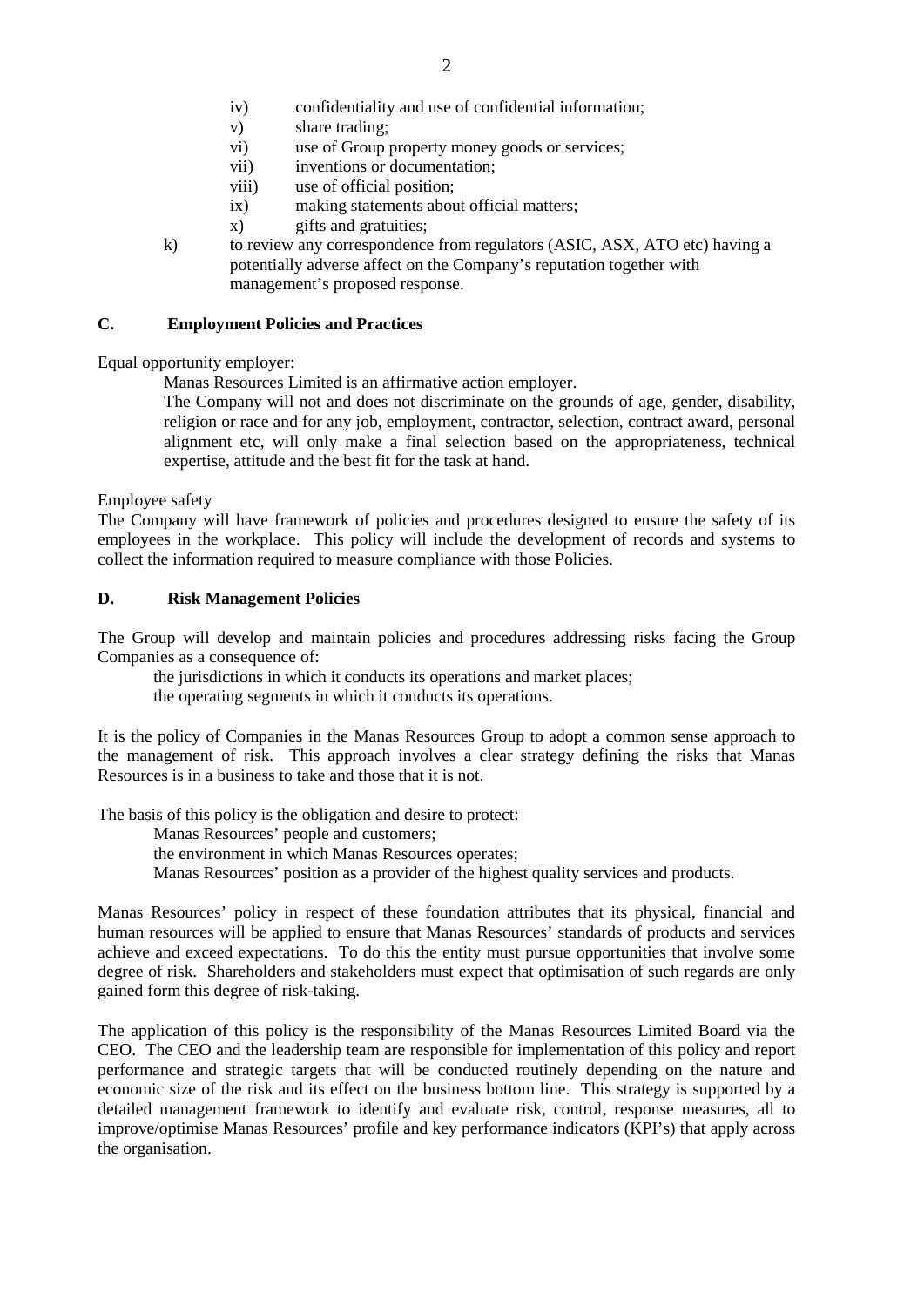iv) confidentiality and use of confidential information;
    v) share trading;
    vi) use of Group property money goods or services;
    vii) inventions or documentation;
    viii) use of official position;
    ix) making statements about official matters;
    x) gifts and gratuities;

k) to review any correspondence from regulators (ASIC, ASX, ATO etc) having a potentially adverse affect on the Company's reputation together with management's proposed response.

### C. Employment Policies and Practices

Equal opportunity employer:

Manas Resources Limited is an affirmative action employer.

The Company will not and does not discriminate on the grounds of age, gender, disability, religion or race and for any job, employment, contractor, selection, contract award, personal alignment etc, will only make a final selection based on the appropriateness, technical expertise, attitude and the best fit for the task at hand.

Employee safety

The Company will have framework of policies and procedures designed to ensure the safety of its employees in the workplace. This policy will include the development of records and systems to collect the information required to measure compliance with those Policies.

### D. Risk Management Policies

The Group will develop and maintain policies and procedures addressing risks facing the Group Companies as a consequence of:

the jurisdictions in which it conducts its operations and market places;
the operating segments in which it conducts its operations.

It is the policy of Companies in the Manas Resources Group to adopt a common sense approach to the management of risk. This approach involves a clear strategy defining the risks that Manas Resources is in a business to take and those that it is not.

The basis of this policy is the obligation and desire to protect:

Manas Resources' people and customers;
the environment in which Manas Resources operates;
Manas Resources' position as a provider of the highest quality services and products.

Manas Resources' policy in respect of these foundation attributes that its physical, financial and human resources will be applied to ensure that Manas Resources' standards of products and services achieve and exceed expectations. To do this the entity must pursue opportunities that involve some degree of risk. Shareholders and stakeholders must expect that optimisation of such regards are only gained form this degree of risk-taking.

The application of this policy is the responsibility of the Manas Resources Limited Board via the CEO. The CEO and the leadership team are responsible for implementation of this policy and report performance and strategic targets that will be conducted routinely depending on the nature and economic size of the risk and its effect on the business bottom line. This strategy is supported by a detailed management framework to identify and evaluate risk, control, response measures, all to improve/optimise Manas Resources' profile and key performance indicators (KPI's) that apply across the organisation.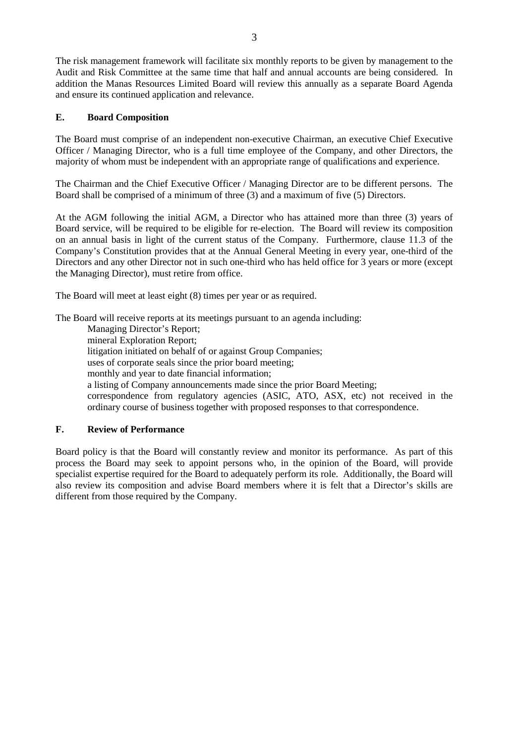The risk management framework will facilitate six monthly reports to be given by management to the Audit and Risk Committee at the same time that half and annual accounts are being considered. In addition the Manas Resources Limited Board will review this annually as a separate Board Agenda and ensure its continued application and relevance.

## E. Board Composition

The Board must comprise of an independent non-executive Chairman, an executive Chief Executive Officer / Managing Director, who is a full time employee of the Company, and other Directors, the majority of whom must be independent with an appropriate range of qualifications and experience.

The Chairman and the Chief Executive Officer / Managing Director are to be different persons. The Board shall be comprised of a minimum of three (3) and a maximum of five (5) Directors.

At the AGM following the initial AGM, a Director who has attained more than three (3) years of Board service, will be required to be eligible for re-election. The Board will review its composition on an annual basis in light of the current status of the Company. Furthermore, clause 11.3 of the Company's Constitution provides that at the Annual General Meeting in every year, one-third of the Directors and any other Director not in such one-third who has held office for 3 years or more (except the Managing Director), must retire from office.

The Board will meet at least eight (8) times per year or as required.

The Board will receive reports at its meetings pursuant to an agenda including:

- Managing Director's Report;
- mineral Exploration Report;
- litigation initiated on behalf of or against Group Companies;
- uses of corporate seals since the prior board meeting;
- monthly and year to date financial information;
- a listing of Company announcements made since the prior Board Meeting;
- correspondence from regulatory agencies (ASIC, ATO, ASX, etc) not received in the ordinary course of business together with proposed responses to that correspondence.

## F. Review of Performance

Board policy is that the Board will constantly review and monitor its performance. As part of this process the Board may seek to appoint persons who, in the opinion of the Board, will provide specialist expertise required for the Board to adequately perform its role. Additionally, the Board will also review its composition and advise Board members where it is felt that a Director's skills are different from those required by the Company.